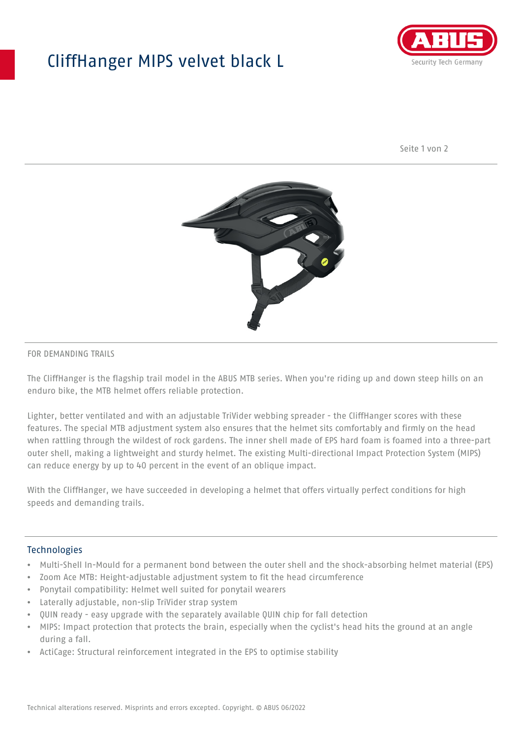# CliffHanger MIPS velvet black L

FOR DEMANDING TRAILS

The CliffHanger is the flagship trail model in the ABUS MTB series. When you're riding up and down steep hills on an enduro bike, the MTB helmet offers reliable protection.

Lighter, better ventilated and with an adjustable TriVider webbing spreader - the CliffHanger scores with these features. The special MTB adjustment system also ensures that the helmet sits comfortably and firmly on the head when rattling through the wildest of rock gardens. The inner shell made of EPS hard foam is foamed into a three-part outer shell, making a lightweight and sturdy helmet. The existing Multi-directional Impact Protection System (MIPS) can reduce energy by up to 40 percent in the event of an oblique impact.

With the CliffHanger, we have succeeded in developing a helmet that offers virtually perfect conditions for high speeds and demanding trails.

## Technologies

- Multi-Shell In-Mould for a permanent bond between the outer shell and the shock-absorbing helmet material (EPS)
- Zoom Ace MTB: Height-adjustable adjustment system to fit the head circumference
- Ponytail compatibility: Helmet well suited for ponytail wearers
- Laterally adjustable, non-slip TriVider strap system
- QUIN ready - easy upgrade with the separately available QUIN chip for fall detection
- MIPS: Impact protection that protects the brain, especially when the cyclist's head hits the ground at an angle during a fall.
- ActiCage: Structural reinforcement integrated in the EPS to optimise stability

Technical alterations reserved. Misprints and errors excepted. Copyright. © ABUS 06/2022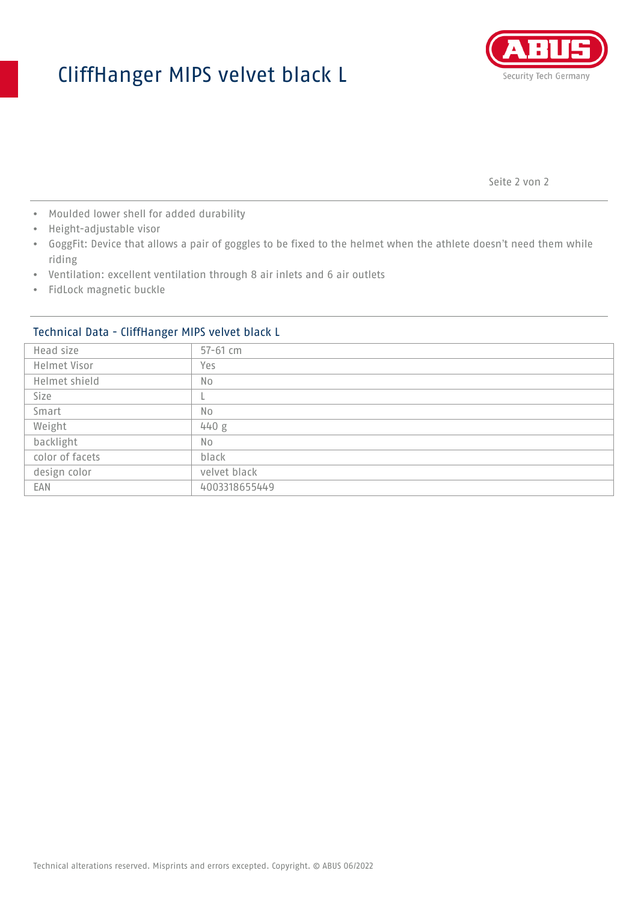# CliffHanger MIPS velvet black L

- Moulded lower shell for added durability
- Height-adjustable visor
- GoggFit: Device that allows a pair of goggles to be fixed to the helmet when the athlete doesn't need them while riding
- Ventilation: excellent ventilation through 8 air inlets and 6 air outlets
- FidLock magnetic buckle

## Technical Data - CliffHanger MIPS velvet black L

| | |
|---|---|
| Head size | 57-61 cm |
| Helmet Visor | Yes |
| Helmet shield | No |
| Size | L |
| Smart | No |
| Weight | 440 g |
| backlight | No |
| color of facets | black |
| design color | velvet black |
| EAN | 4003318655449 |

Technical alterations reserved. Misprints and errors excepted. Copyright. © ABUS 06/2022